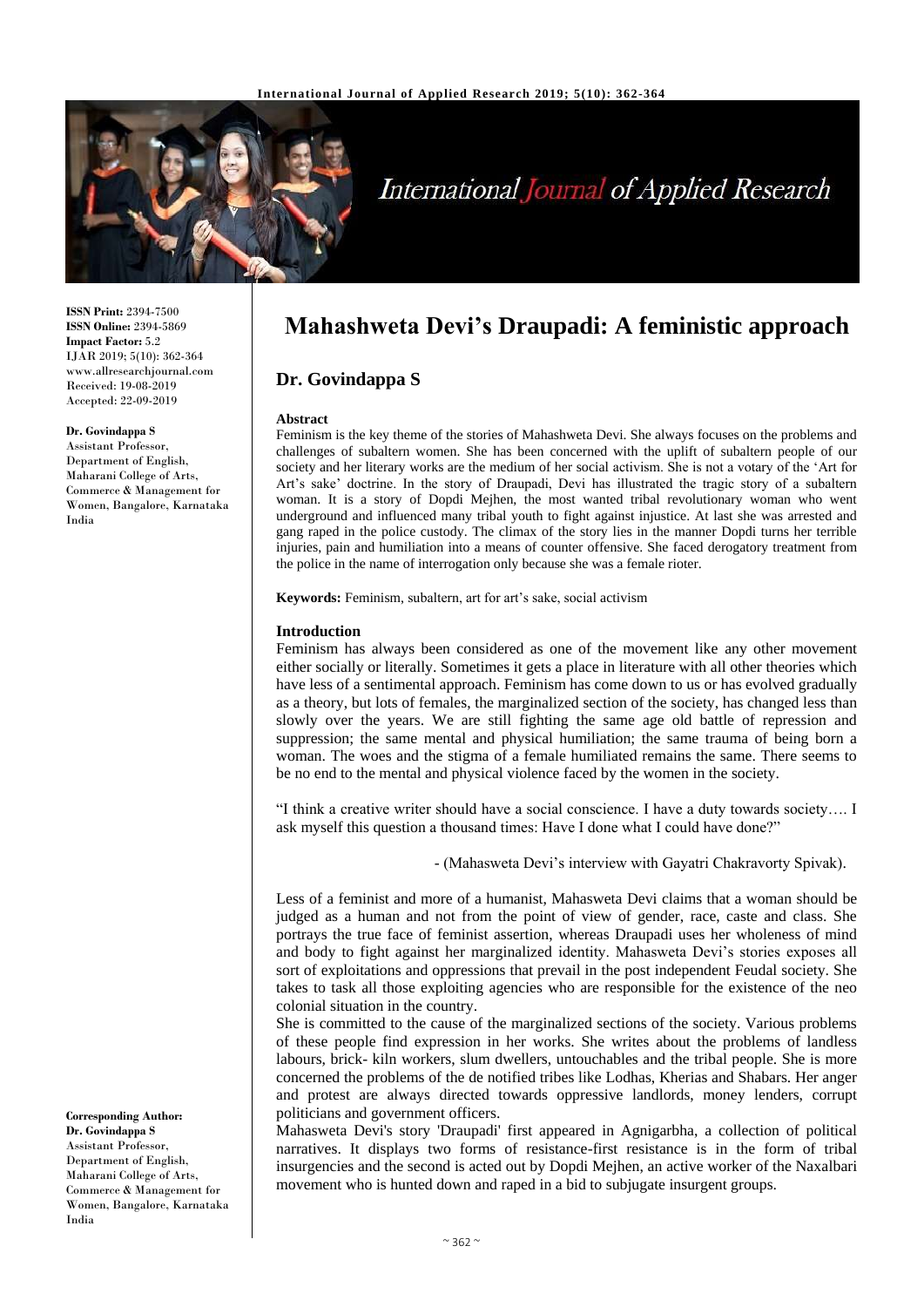# Mahashweta Devi's Draupadi: A feministic approach

## Dr. Govindappa S

ISSN Print: 2394-7500
ISSN Online: 2394-5869
Impact Factor: 5.2
IJAR 2019; 5(10): 362-364
www.allresearchjournal.com
Received: 19-08-2019
Accepted: 22-09-2019

**Dr. Govindappa S**
Assistant Professor, Department of English, Maharani College of Arts, Commerce & Management for Women, Bangalore, Karnataka India

**Corresponding Author:**
**Dr. Govindappa S**
Assistant Professor, Department of English, Maharani College of Arts, Commerce & Management for Women, Bangalore, Karnataka India

### Abstract

Feminism is the key theme of the stories of Mahashweta Devi. She always focuses on the problems and challenges of subaltern women. She has been concerned with the uplift of subaltern people of our society and her literary works are the medium of her social activism. She is not a votary of the 'Art for Art's sake' doctrine. In the story of Draupadi, Devi has illustrated the tragic story of a subaltern woman. It is a story of Dopdi Mejhen, the most wanted tribal revolutionary woman who went underground and influenced many tribal youth to fight against injustice. At last she was arrested and gang raped in the police custody. The climax of the story lies in the manner Dopdi turns her terrible injuries, pain and humiliation into a means of counter offensive. She faced derogatory treatment from the police in the name of interrogation only because she was a female rioter.

**Keywords:** Feminism, subaltern, art for art's sake, social activism

### Introduction

Feminism has always been considered as one of the movement like any other movement either socially or literally. Sometimes it gets a place in literature with all other theories which have less of a sentimental approach. Feminism has come down to us or has evolved gradually as a theory, but lots of females, the marginalized section of the society, has changed less than slowly over the years. We are still fighting the same age old battle of repression and suppression; the same mental and physical humiliation; the same trauma of being born a woman. The woes and the stigma of a female humiliated remains the same. There seems to be no end to the mental and physical violence faced by the women in the society.

"I think a creative writer should have a social conscience. I have a duty towards society…. I ask myself this question a thousand times: Have I done what I could have done?"

- (Mahasweta Devi's interview with Gayatri Chakravorty Spivak).

Less of a feminist and more of a humanist, Mahasweta Devi claims that a woman should be judged as a human and not from the point of view of gender, race, caste and class. She portrays the true face of feminist assertion, whereas Draupadi uses her wholeness of mind and body to fight against her marginalized identity. Mahasweta Devi's stories exposes all sort of exploitations and oppressions that prevail in the post independent Feudal society. She takes to task all those exploiting agencies who are responsible for the existence of the neo colonial situation in the country.

She is committed to the cause of the marginalized sections of the society. Various problems of these people find expression in her works. She writes about the problems of landless labours, brick- kiln workers, slum dwellers, untouchables and the tribal people. She is more concerned the problems of the de notified tribes like Lodhas, Kherias and Shabars. Her anger and protest are always directed towards oppressive landlords, money lenders, corrupt politicians and government officers.

Mahasweta Devi's story 'Draupadi' first appeared in Agnigarbha, a collection of political narratives. It displays two forms of resistance-first resistance is in the form of tribal insurgencies and the second is acted out by Dopdi Mejhen, an active worker of the Naxalbari movement who is hunted down and raped in a bid to subjugate insurgent groups.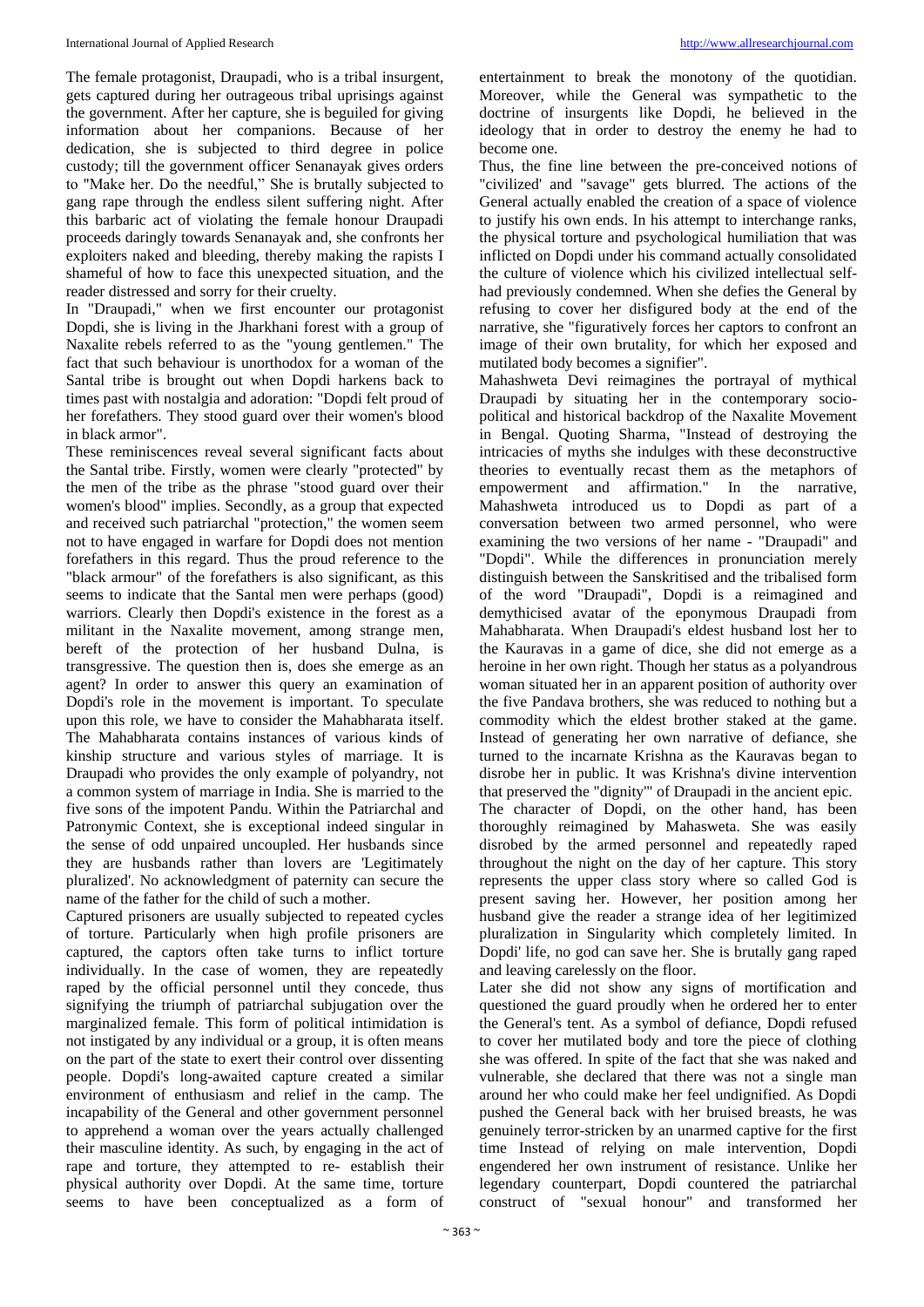The female protagonist, Draupadi, who is a tribal insurgent, gets captured during her outrageous tribal uprisings against the government. After her capture, she is beguiled for giving information about her companions. Because of her dedication, she is subjected to third degree in police custody; till the government officer Senanayak gives orders to "Make her. Do the needful," She is brutally subjected to gang rape through the endless silent suffering night. After this barbaric act of violating the female honour Draupadi proceeds daringly towards Senanayak and, she confronts her exploiters naked and bleeding, thereby making the rapists I shameful of how to face this unexpected situation, and the reader distressed and sorry for their cruelty.

In "Draupadi," when we first encounter our protagonist Dopdi, she is living in the Jharkhani forest with a group of Naxalite rebels referred to as the "young gentlemen." The fact that such behaviour is unorthodox for a woman of the Santal tribe is brought out when Dopdi harkens back to times past with nostalgia and adoration: "Dopdi felt proud of her forefathers. They stood guard over their women's blood in black armor".

These reminiscences reveal several significant facts about the Santal tribe. Firstly, women were clearly "protected" by the men of the tribe as the phrase "stood guard over their women's blood" implies. Secondly, as a group that expected and received such patriarchal "protection," the women seem not to have engaged in warfare for Dopdi does not mention forefathers in this regard. Thus the proud reference to the "black armour" of the forefathers is also significant, as this seems to indicate that the Santal men were perhaps (good) warriors. Clearly then Dopdi's existence in the forest as a militant in the Naxalite movement, among strange men, bereft of the protection of her husband Dulna, is transgressive. The question then is, does she emerge as an agent? In order to answer this query an examination of Dopdi's role in the movement is important. To speculate upon this role, we have to consider the Mahabharata itself. The Mahabharata contains instances of various kinds of kinship structure and various styles of marriage. It is Draupadi who provides the only example of polyandry, not a common system of marriage in India. She is married to the five sons of the impotent Pandu. Within the Patriarchal and Patronymic Context, she is exceptional indeed singular in the sense of odd unpaired uncoupled. Her husbands since they are husbands rather than lovers are 'Legitimately pluralized'. No acknowledgment of paternity can secure the name of the father for the child of such a mother.

Captured prisoners are usually subjected to repeated cycles of torture. Particularly when high profile prisoners are captured, the captors often take turns to inflict torture individually. In the case of women, they are repeatedly raped by the official personnel until they concede, thus signifying the triumph of patriarchal subjugation over the marginalized female. This form of political intimidation is not instigated by any individual or a group, it is often means on the part of the state to exert their control over dissenting people. Dopdi's long-awaited capture created a similar environment of enthusiasm and relief in the camp. The incapability of the General and other government personnel to apprehend a woman over the years actually challenged their masculine identity. As such, by engaging in the act of rape and torture, they attempted to re- establish their physical authority over Dopdi. At the same time, torture seems to have been conceptualized as a form of entertainment to break the monotony of the quotidian. Moreover, while the General was sympathetic to the doctrine of insurgents like Dopdi, he believed in the ideology that in order to destroy the enemy he had to become one.

Thus, the fine line between the pre-conceived notions of "civilized' and "savage" gets blurred. The actions of the General actually enabled the creation of a space of violence to justify his own ends. In his attempt to interchange ranks, the physical torture and psychological humiliation that was inflicted on Dopdi under his command actually consolidated the culture of violence which his civilized intellectual self-had previously condemned. When she defies the General by refusing to cover her disfigured body at the end of the narrative, she "figuratively forces her captors to confront an image of their own brutality, for which her exposed and mutilated body becomes a signifier".

Mahashweta Devi reimagines the portrayal of mythical Draupadi by situating her in the contemporary socio-political and historical backdrop of the Naxalite Movement in Bengal. Quoting Sharma, "Instead of destroying the intricacies of myths she indulges with these deconstructive theories to eventually recast them as the metaphors of empowerment and affirmation." In the narrative, Mahashweta introduced us to Dopdi as part of a conversation between two armed personnel, who were examining the two versions of her name - "Draupadi" and "Dopdi". While the differences in pronunciation merely distinguish between the Sanskritised and the tribalised form of the word "Draupadi", Dopdi is a reimagined and demythicised avatar of the eponymous Draupadi from Mahabharata. When Draupadi's eldest husband lost her to the Kauravas in a game of dice, she did not emerge as a heroine in her own right. Though her status as a polyandrous woman situated her in an apparent position of authority over the five Pandava brothers, she was reduced to nothing but a commodity which the eldest brother staked at the game. Instead of generating her own narrative of defiance, she turned to the incarnate Krishna as the Kauravas began to disrobe her in public. It was Krishna's divine intervention that preserved the "dignity'" of Draupadi in the ancient epic.

The character of Dopdi, on the other hand, has been thoroughly reimagined by Mahasweta. She was easily disrobed by the armed personnel and repeatedly raped throughout the night on the day of her capture. This story represents the upper class story where so called God is present saving her. However, her position among her husband give the reader a strange idea of her legitimized pluralization in Singularity which completely limited. In Dopdi' life, no god can save her. She is brutally gang raped and leaving carelessly on the floor.

Later she did not show any signs of mortification and questioned the guard proudly when he ordered her to enter the General's tent. As a symbol of defiance, Dopdi refused to cover her mutilated body and tore the piece of clothing she was offered. In spite of the fact that she was naked and vulnerable, she declared that there was not a single man around her who could make her feel undignified. As Dopdi pushed the General back with her bruised breasts, he was genuinely terror-stricken by an unarmed captive for the first time Instead of relying on male intervention, Dopdi engendered her own instrument of resistance. Unlike her legendary counterpart, Dopdi countered the patriarchal construct of "sexual honour" and transformed her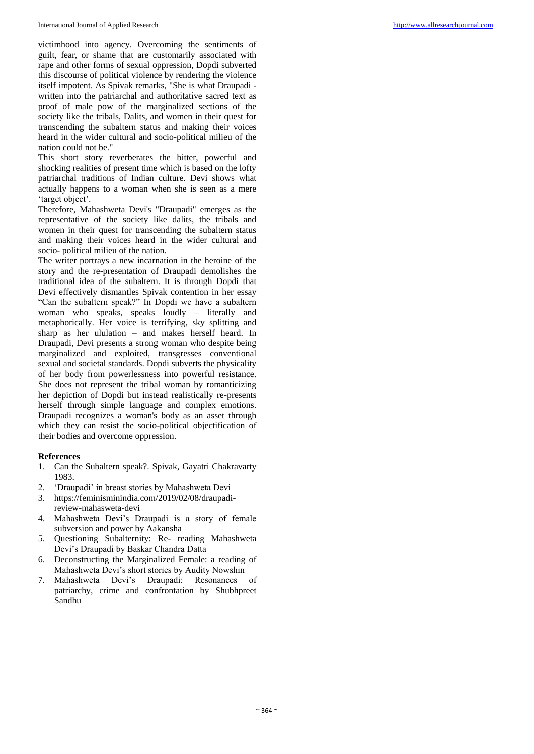victimhood into agency. Overcoming the sentiments of guilt, fear, or shame that are customarily associated with rape and other forms of sexual oppression, Dopdi subverted this discourse of political violence by rendering the violence itself impotent. As Spivak remarks, "She is what Draupadi - written into the patriarchal and authoritative sacred text as proof of male pow of the marginalized sections of the society like the tribals, Dalits, and women in their quest for transcending the subaltern status and making their voices heard in the wider cultural and socio-political milieu of the nation could not be."

This short story reverberates the bitter, powerful and shocking realities of present time which is based on the lofty patriarchal traditions of Indian culture. Devi shows what actually happens to a woman when she is seen as a mere 'target object'.

Therefore, Mahashweta Devi's "Draupadi" emerges as the representative of the society like dalits, the tribals and women in their quest for transcending the subaltern status and making their voices heard in the wider cultural and socio- political milieu of the nation.

The writer portrays a new incarnation in the heroine of the story and the re-presentation of Draupadi demolishes the traditional idea of the subaltern. It is through Dopdi that Devi effectively dismantles Spivak contention in her essay "Can the subaltern speak?" In Dopdi we have a subaltern woman who speaks, speaks loudly – literally and metaphorically. Her voice is terrifying, sky splitting and sharp as her ululation – and makes herself heard. In Draupadi, Devi presents a strong woman who despite being marginalized and exploited, transgresses conventional sexual and societal standards. Dopdi subverts the physicality of her body from powerlessness into powerful resistance. She does not represent the tribal woman by romanticizing her depiction of Dopdi but instead realistically re-presents herself through simple language and complex emotions. Draupadi recognizes a woman's body as an asset through which they can resist the socio-political objectification of their bodies and overcome oppression.

**References**

1. Can the Subaltern speak?. Spivak, Gayatri Chakravarty 1983.
2. 'Draupadi' in breast stories by Mahashweta Devi
3. https://feminisminindia.com/2019/02/08/draupadi-review-mahasweta-devi
4. Mahashweta Devi's Draupadi is a story of female subversion and power by Aakansha
5. Questioning Subalternity: Re- reading Mahashweta Devi's Draupadi by Baskar Chandra Datta
6. Deconstructing the Marginalized Female: a reading of Mahashweta Devi's short stories by Audity Nowshin
7. Mahashweta Devi's Draupadi: Resonances of patriarchy, crime and confrontation by Shubhpreet Sandhu